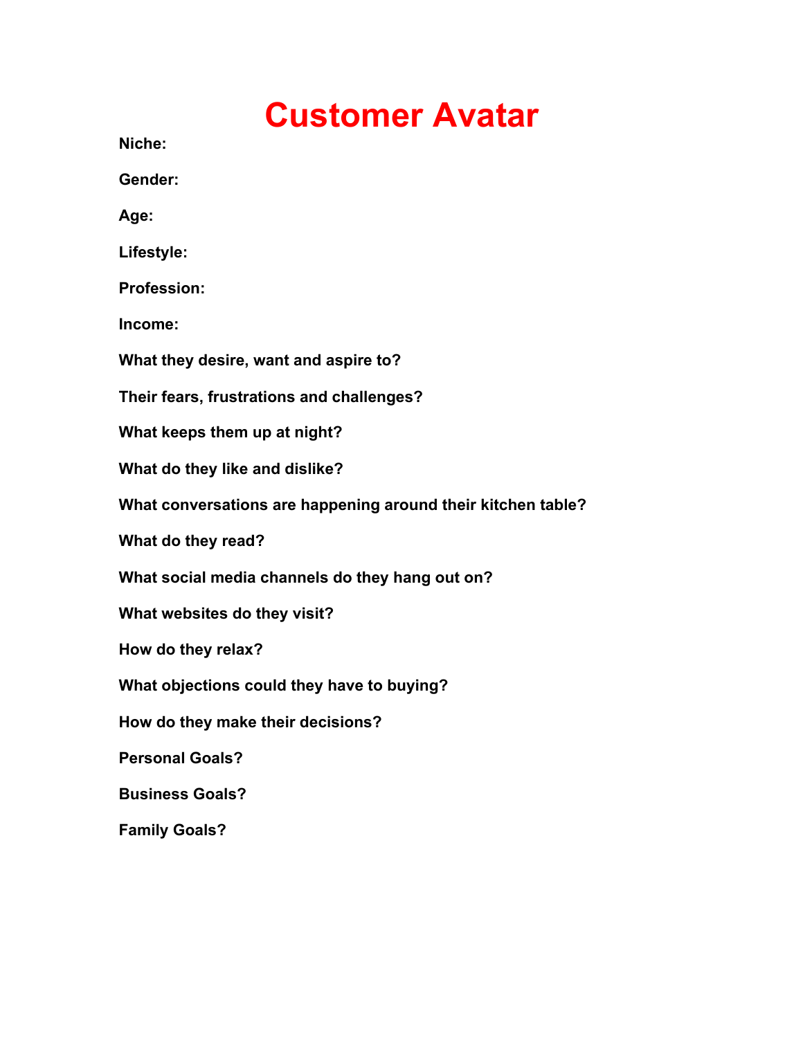# Customer Avatar

**Niche:**

**Gender:**

**Age:**

**Lifestyle:**

**Profession:**

**Income:**

**What they desire, want and aspire to?**

**Their fears, frustrations and challenges?**

**What keeps them up at night?**

**What do they like and dislike?**

**What conversations are happening around their kitchen table?**

**What do they read?**

**What social media channels do they hang out on?**

**What websites do they visit?**

**How do they relax?**

**What objections could they have to buying?**

**How do they make their decisions?**

**Personal Goals?**

**Business Goals?**

**Family Goals?**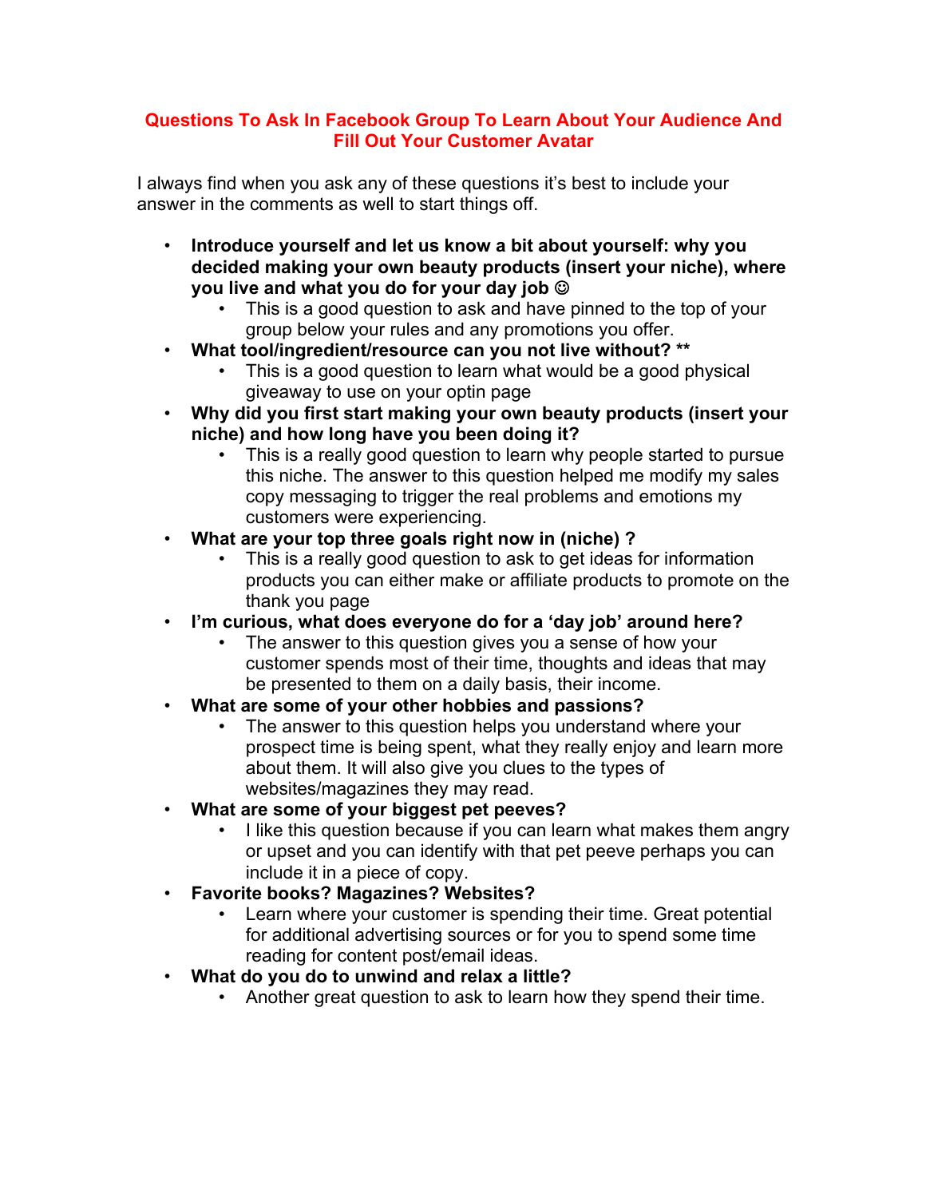## Questions To Ask In Facebook Group To Learn About Your Audience And Fill Out Your Customer Avatar

I always find when you ask any of these questions it's best to include your answer in the comments as well to start things off.

- **Introduce yourself and let us know a bit about yourself: why you decided making your own beauty products (insert your niche), where you live and what you do for your day job ☺**
  - This is a good question to ask and have pinned to the top of your group below your rules and any promotions you offer.
- **What tool/ingredient/resource can you not live without? ****
  - This is a good question to learn what would be a good physical giveaway to use on your optin page
- **Why did you first start making your own beauty products (insert your niche) and how long have you been doing it?**
  - This is a really good question to learn why people started to pursue this niche. The answer to this question helped me modify my sales copy messaging to trigger the real problems and emotions my customers were experiencing.
- **What are your top three goals right now in (niche) ?**
  - This is a really good question to ask to get ideas for information products you can either make or affiliate products to promote on the thank you page
- **I'm curious, what does everyone do for a 'day job' around here?**
  - The answer to this question gives you a sense of how your customer spends most of their time, thoughts and ideas that may be presented to them on a daily basis, their income.
- **What are some of your other hobbies and passions?**
  - The answer to this question helps you understand where your prospect time is being spent, what they really enjoy and learn more about them. It will also give you clues to the types of websites/magazines they may read.
- **What are some of your biggest pet peeves?**
  - I like this question because if you can learn what makes them angry or upset and you can identify with that pet peeve perhaps you can include it in a piece of copy.
- **Favorite books? Magazines? Websites?**
  - Learn where your customer is spending their time. Great potential for additional advertising sources or for you to spend some time reading for content post/email ideas.
- **What do you do to unwind and relax a little?**
  - Another great question to ask to learn how they spend their time.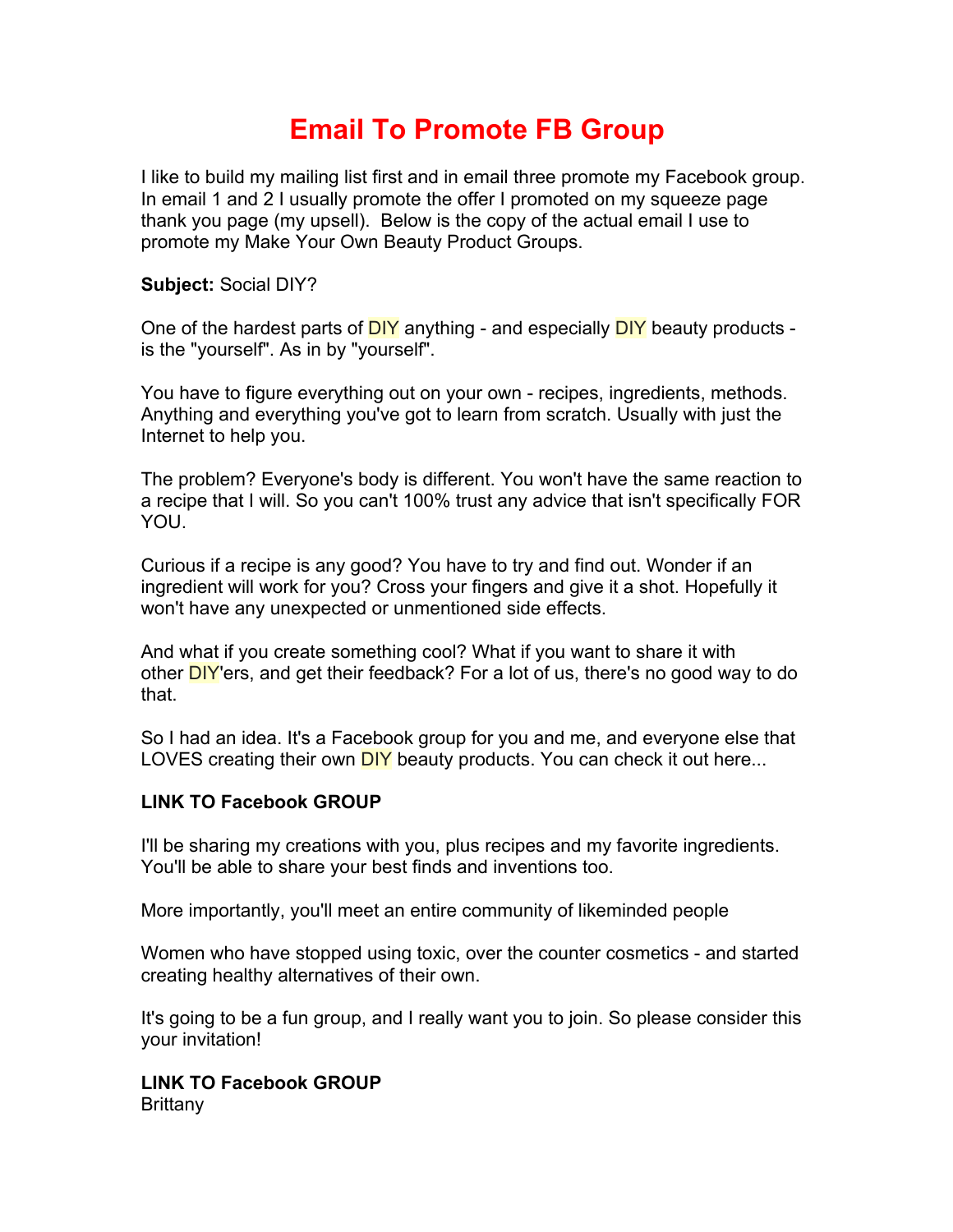# Email To Promote FB Group

I like to build my mailing list first and in email three promote my Facebook group. In email 1 and 2 I usually promote the offer I promoted on my squeeze page thank you page (my upsell). Below is the copy of the actual email I use to promote my Make Your Own Beauty Product Groups.

**Subject:** Social DIY?

One of the hardest parts of DIY anything - and especially DIY beauty products - is the "yourself". As in by "yourself".

You have to figure everything out on your own - recipes, ingredients, methods. Anything and everything you've got to learn from scratch. Usually with just the Internet to help you.

The problem? Everyone's body is different. You won't have the same reaction to a recipe that I will. So you can't 100% trust any advice that isn't specifically FOR YOU.

Curious if a recipe is any good? You have to try and find out. Wonder if an ingredient will work for you? Cross your fingers and give it a shot. Hopefully it won't have any unexpected or unmentioned side effects.

And what if you create something cool? What if you want to share it with other DIY'ers, and get their feedback? For a lot of us, there's no good way to do that.

So I had an idea. It's a Facebook group for you and me, and everyone else that LOVES creating their own DIY beauty products. You can check it out here...

**LINK TO Facebook GROUP**

I'll be sharing my creations with you, plus recipes and my favorite ingredients. You'll be able to share your best finds and inventions too.

More importantly, you'll meet an entire community of likeminded people

Women who have stopped using toxic, over the counter cosmetics - and started creating healthy alternatives of their own.

It's going to be a fun group, and I really want you to join. So please consider this your invitation!

**LINK TO Facebook GROUP**
Brittany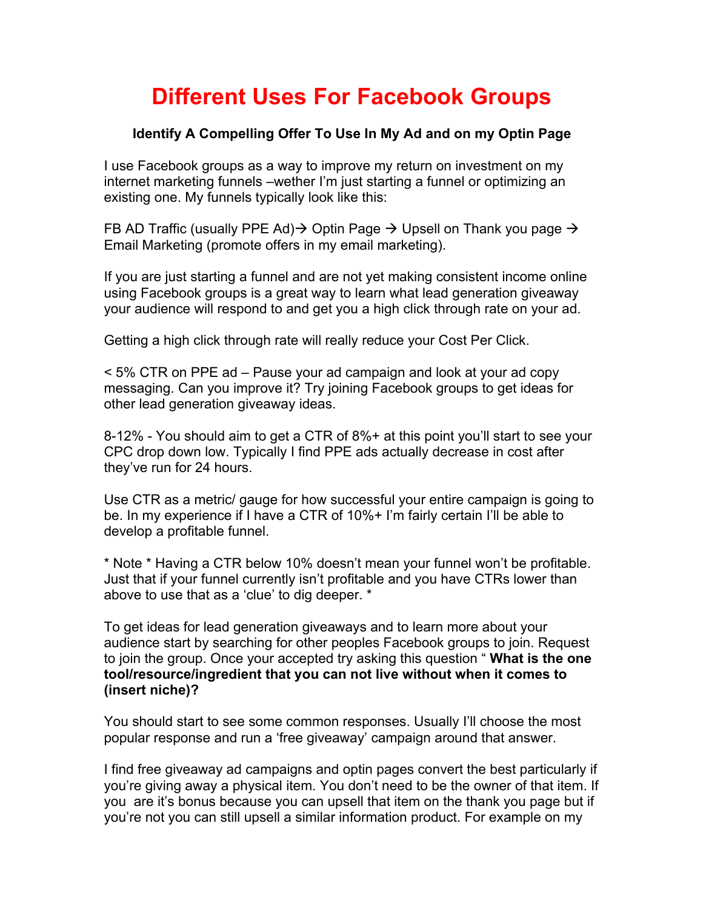# Different Uses For Facebook Groups

**Identify A Compelling Offer To Use In My Ad and on my Optin Page**

I use Facebook groups as a way to improve my return on investment on my internet marketing funnels –wether I'm just starting a funnel or optimizing an existing one. My funnels typically look like this:

FB AD Traffic (usually PPE Ad)→ Optin Page → Upsell on Thank you page → Email Marketing (promote offers in my email marketing).

If you are just starting a funnel and are not yet making consistent income online using Facebook groups is a great way to learn what lead generation giveaway your audience will respond to and get you a high click through rate on your ad.

Getting a high click through rate will really reduce your Cost Per Click.

< 5% CTR on PPE ad – Pause your ad campaign and look at your ad copy messaging. Can you improve it? Try joining Facebook groups to get ideas for other lead generation giveaway ideas.

8-12% - You should aim to get a CTR of 8%+ at this point you'll start to see your CPC drop down low. Typically I find PPE ads actually decrease in cost after they've run for 24 hours.

Use CTR as a metric/ gauge for how successful your entire campaign is going to be. In my experience if I have a CTR of 10%+ I'm fairly certain I'll be able to develop a profitable funnel.

* Note * Having a CTR below 10% doesn't mean your funnel won't be profitable. Just that if your funnel currently isn't profitable and you have CTRs lower than above to use that as a 'clue' to dig deeper. *

To get ideas for lead generation giveaways and to learn more about your audience start by searching for other peoples Facebook groups to join. Request to join the group. Once your accepted try asking this question " **What is the one tool/resource/ingredient that you can not live without when it comes to (insert niche)?**

You should start to see some common responses. Usually I'll choose the most popular response and run a 'free giveaway' campaign around that answer.

I find free giveaway ad campaigns and optin pages convert the best particularly if you're giving away a physical item. You don't need to be the owner of that item. If you are it's bonus because you can upsell that item on the thank you page but if you're not you can still upsell a similar information product. For example on my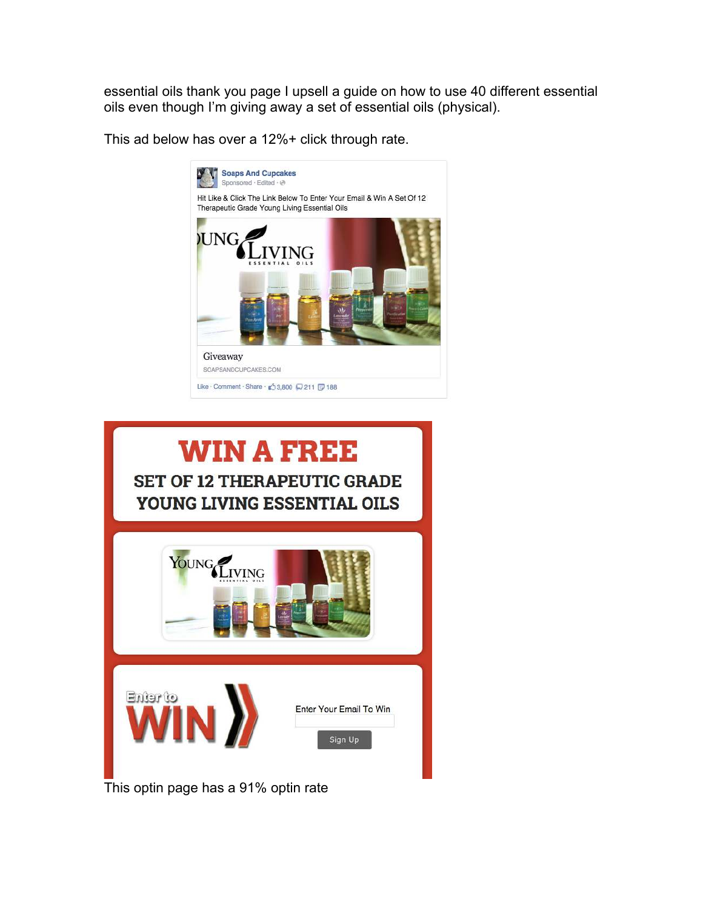essential oils thank you page I upsell a guide on how to use 40 different essential oils even though I'm giving away a set of essential oils (physical).

This ad below has over a 12%+ click through rate.

This optin page has a 91% optin rate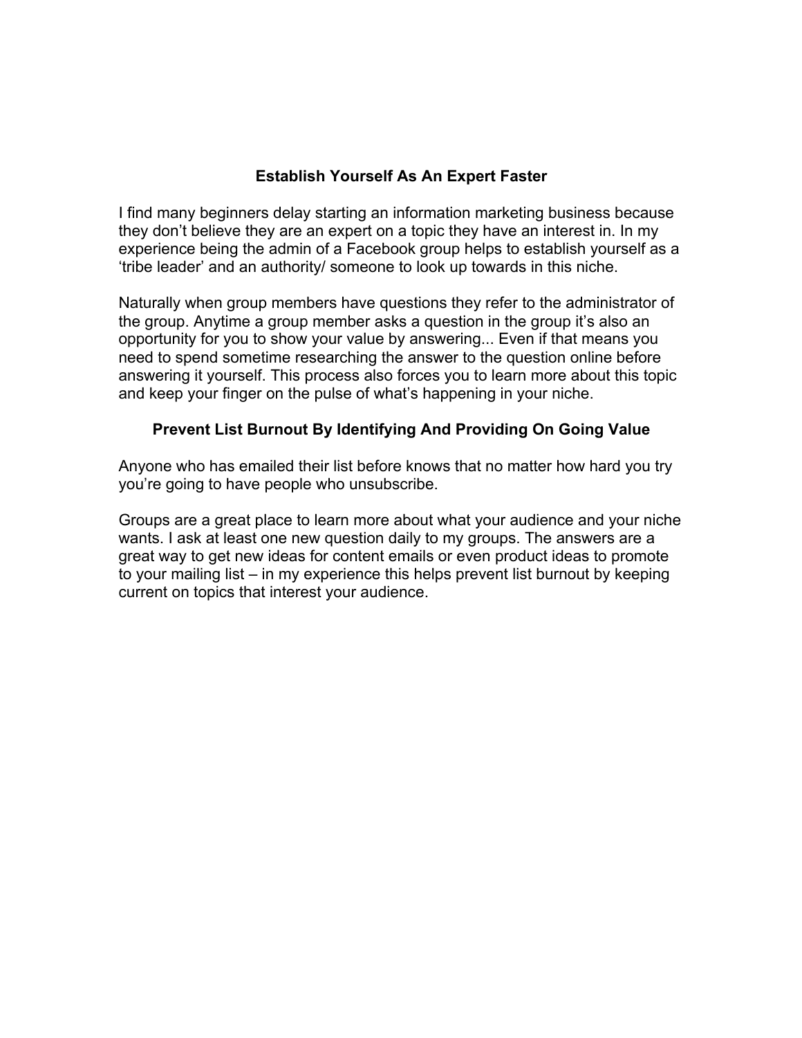## Establish Yourself As An Expert Faster

I find many beginners delay starting an information marketing business because they don't believe they are an expert on a topic they have an interest in. In my experience being the admin of a Facebook group helps to establish yourself as a 'tribe leader' and an authority/ someone to look up towards in this niche.

Naturally when group members have questions they refer to the administrator of the group. Anytime a group member asks a question in the group it's also an opportunity for you to show your value by answering... Even if that means you need to spend sometime researching the answer to the question online before answering it yourself. This process also forces you to learn more about this topic and keep your finger on the pulse of what's happening in your niche.

## Prevent List Burnout By Identifying And Providing On Going Value

Anyone who has emailed their list before knows that no matter how hard you try you're going to have people who unsubscribe.

Groups are a great place to learn more about what your audience and your niche wants. I ask at least one new question daily to my groups. The answers are a great way to get new ideas for content emails or even product ideas to promote to your mailing list – in my experience this helps prevent list burnout by keeping current on topics that interest your audience.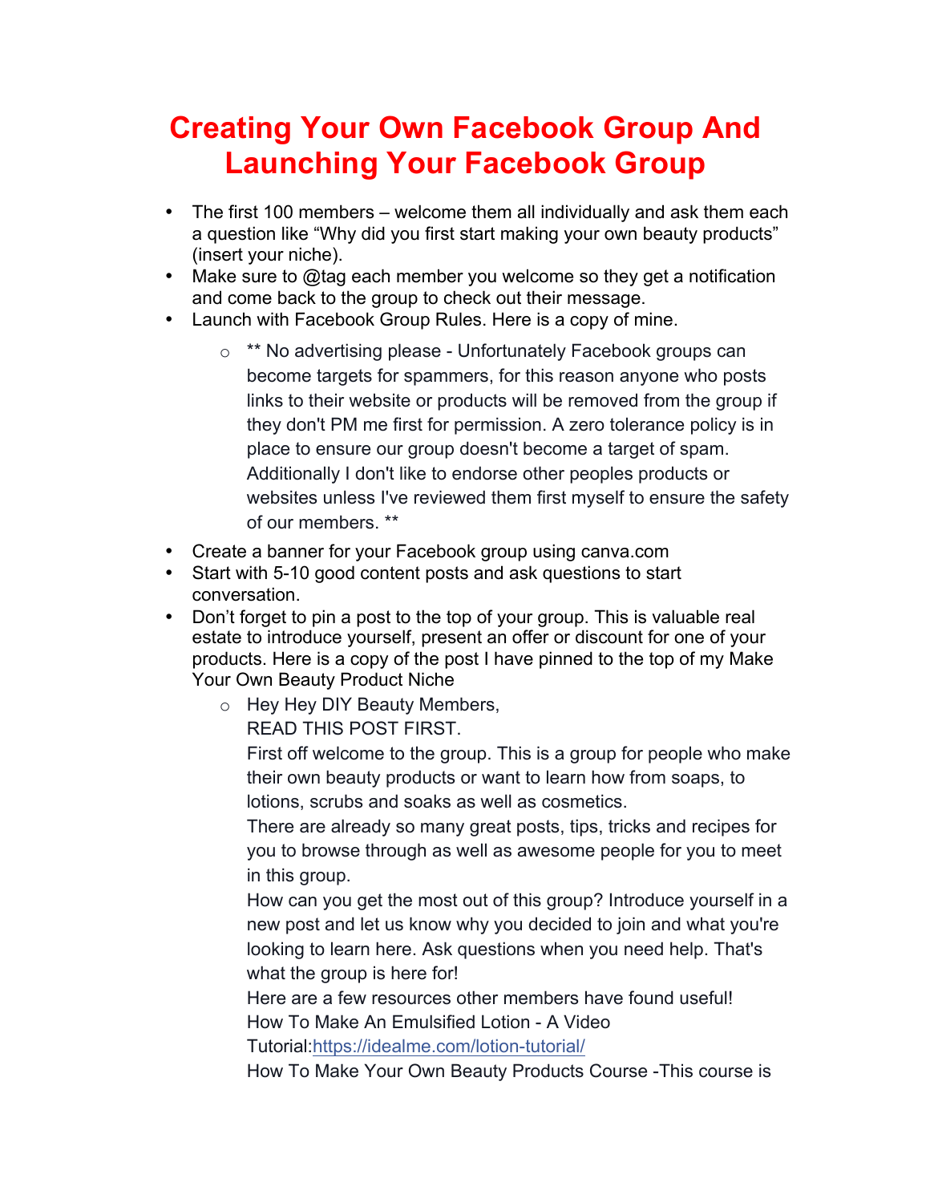# Creating Your Own Facebook Group And Launching Your Facebook Group

- The first 100 members – welcome them all individually and ask them each a question like "Why did you first start making your own beauty products" (insert your niche).
- Make sure to @tag each member you welcome so they get a notification and come back to the group to check out their message.
- Launch with Facebook Group Rules. Here is a copy of mine.
  - ** No advertising please - Unfortunately Facebook groups can become targets for spammers, for this reason anyone who posts links to their website or products will be removed from the group if they don't PM me first for permission. A zero tolerance policy is in place to ensure our group doesn't become a target of spam. Additionally I don't like to endorse other peoples products or websites unless I've reviewed them first myself to ensure the safety of our members. **
- Create a banner for your Facebook group using canva.com
- Start with 5-10 good content posts and ask questions to start conversation.
- Don't forget to pin a post to the top of your group. This is valuable real estate to introduce yourself, present an offer or discount for one of your products. Here is a copy of the post I have pinned to the top of my Make Your Own Beauty Product Niche
  - Hey Hey DIY Beauty Members,
    READ THIS POST FIRST.
    First off welcome to the group. This is a group for people who make their own beauty products or want to learn how from soaps, to lotions, scrubs and soaks as well as cosmetics.
    There are already so many great posts, tips, tricks and recipes for you to browse through as well as awesome people for you to meet in this group.
    How can you get the most out of this group? Introduce yourself in a new post and let us know why you decided to join and what you're looking to learn here. Ask questions when you need help. That's what the group is here for!
    Here are a few resources other members have found useful!
    How To Make An Emulsified Lotion - A Video Tutorial:[https://idealme.com/lotion-tutorial/](https://idealme.com/lotion-tutorial/)
    How To Make Your Own Beauty Products Course -This course is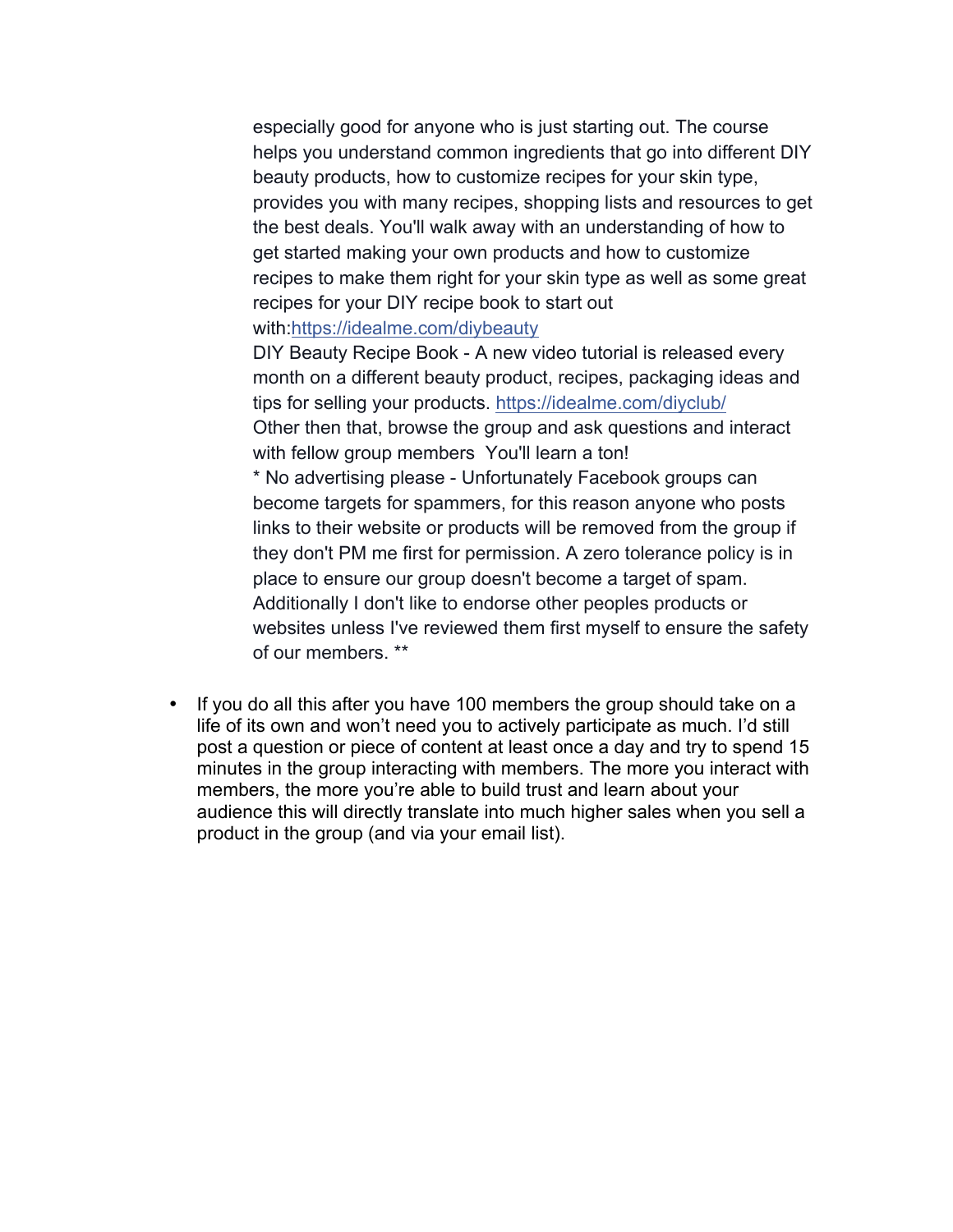especially good for anyone who is just starting out. The course helps you understand common ingredients that go into different DIY beauty products, how to customize recipes for your skin type, provides you with many recipes, shopping lists and resources to get the best deals. You'll walk away with an understanding of how to get started making your own products and how to customize recipes to make them right for your skin type as well as some great recipes for your DIY recipe book to start out with:[https://idealme.com/diybeauty](https://idealme.com/diybeauty)

DIY Beauty Recipe Book - A new video tutorial is released every month on a different beauty product, recipes, packaging ideas and tips for selling your products. [https://idealme.com/diyclub/](https://idealme.com/diyclub/)

Other then that, browse the group and ask questions and interact with fellow group members  You'll learn a ton!

* No advertising please - Unfortunately Facebook groups can become targets for spammers, for this reason anyone who posts links to their website or products will be removed from the group if they don't PM me first for permission. A zero tolerance policy is in place to ensure our group doesn't become a target of spam. Additionally I don't like to endorse other peoples products or websites unless I've reviewed them first myself to ensure the safety of our members. **

- If you do all this after you have 100 members the group should take on a life of its own and won't need you to actively participate as much. I'd still post a question or piece of content at least once a day and try to spend 15 minutes in the group interacting with members. The more you interact with members, the more you're able to build trust and learn about your audience this will directly translate into much higher sales when you sell a product in the group (and via your email list).